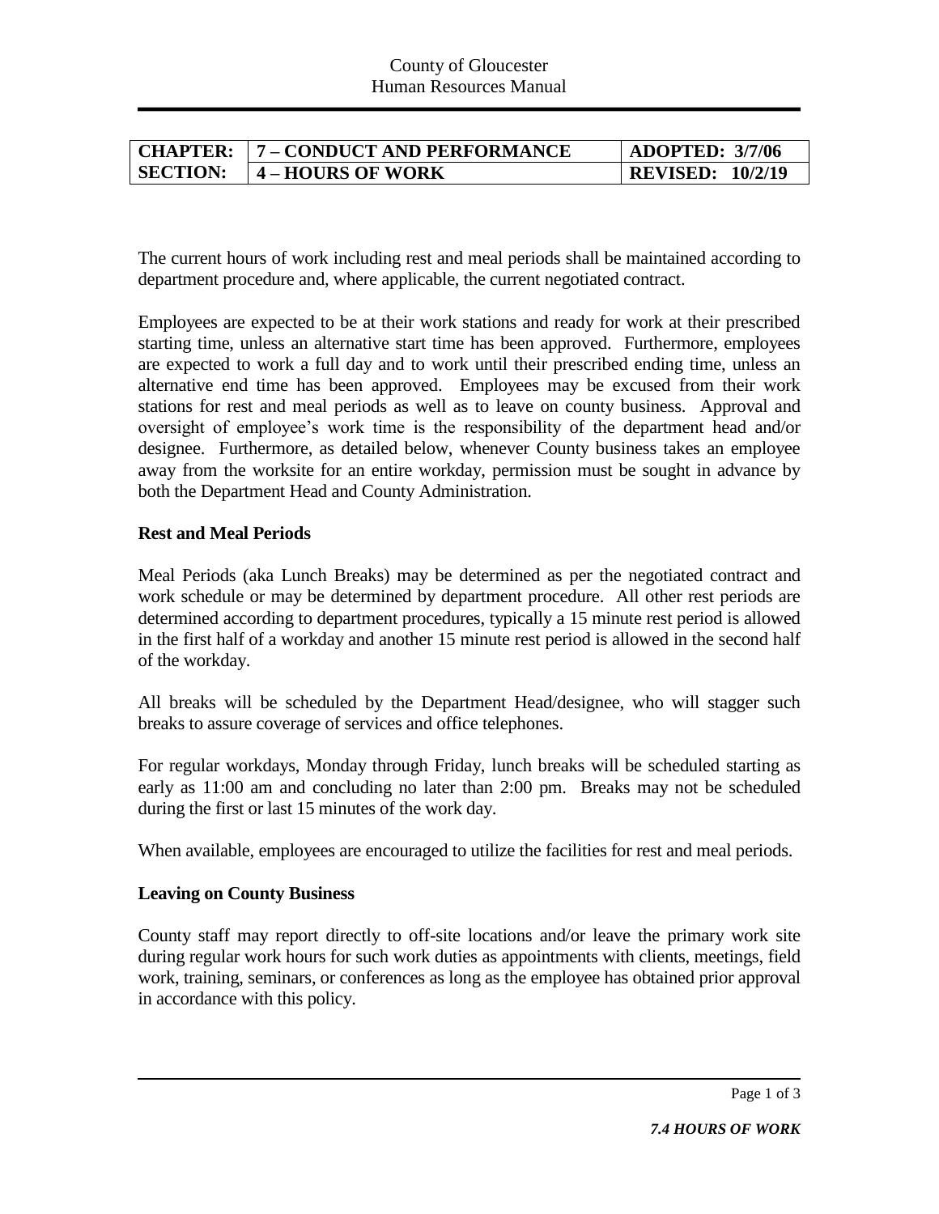County of Gloucester
Human Resources Manual

| CHAPTER: | 7 – CONDUCT AND PERFORMANCE | ADOPTED: 3/7/06 |
|---|---|---|
| SECTION: | 4 – HOURS OF WORK | REVISED: 10/2/19 |

The current hours of work including rest and meal periods shall be maintained according to department procedure and, where applicable, the current negotiated contract.

Employees are expected to be at their work stations and ready for work at their prescribed starting time, unless an alternative start time has been approved. Furthermore, employees are expected to work a full day and to work until their prescribed ending time, unless an alternative end time has been approved. Employees may be excused from their work stations for rest and meal periods as well as to leave on county business. Approval and oversight of employee's work time is the responsibility of the department head and/or designee. Furthermore, as detailed below, whenever County business takes an employee away from the worksite for an entire workday, permission must be sought in advance by both the Department Head and County Administration.

**Rest and Meal Periods**

Meal Periods (aka Lunch Breaks) may be determined as per the negotiated contract and work schedule or may be determined by department procedure. All other rest periods are determined according to department procedures, typically a 15 minute rest period is allowed in the first half of a workday and another 15 minute rest period is allowed in the second half of the workday.

All breaks will be scheduled by the Department Head/designee, who will stagger such breaks to assure coverage of services and office telephones.

For regular workdays, Monday through Friday, lunch breaks will be scheduled starting as early as 11:00 am and concluding no later than 2:00 pm. Breaks may not be scheduled during the first or last 15 minutes of the work day.

When available, employees are encouraged to utilize the facilities for rest and meal periods.

**Leaving on County Business**

County staff may report directly to off-site locations and/or leave the primary work site during regular work hours for such work duties as appointments with clients, meetings, field work, training, seminars, or conferences as long as the employee has obtained prior approval in accordance with this policy.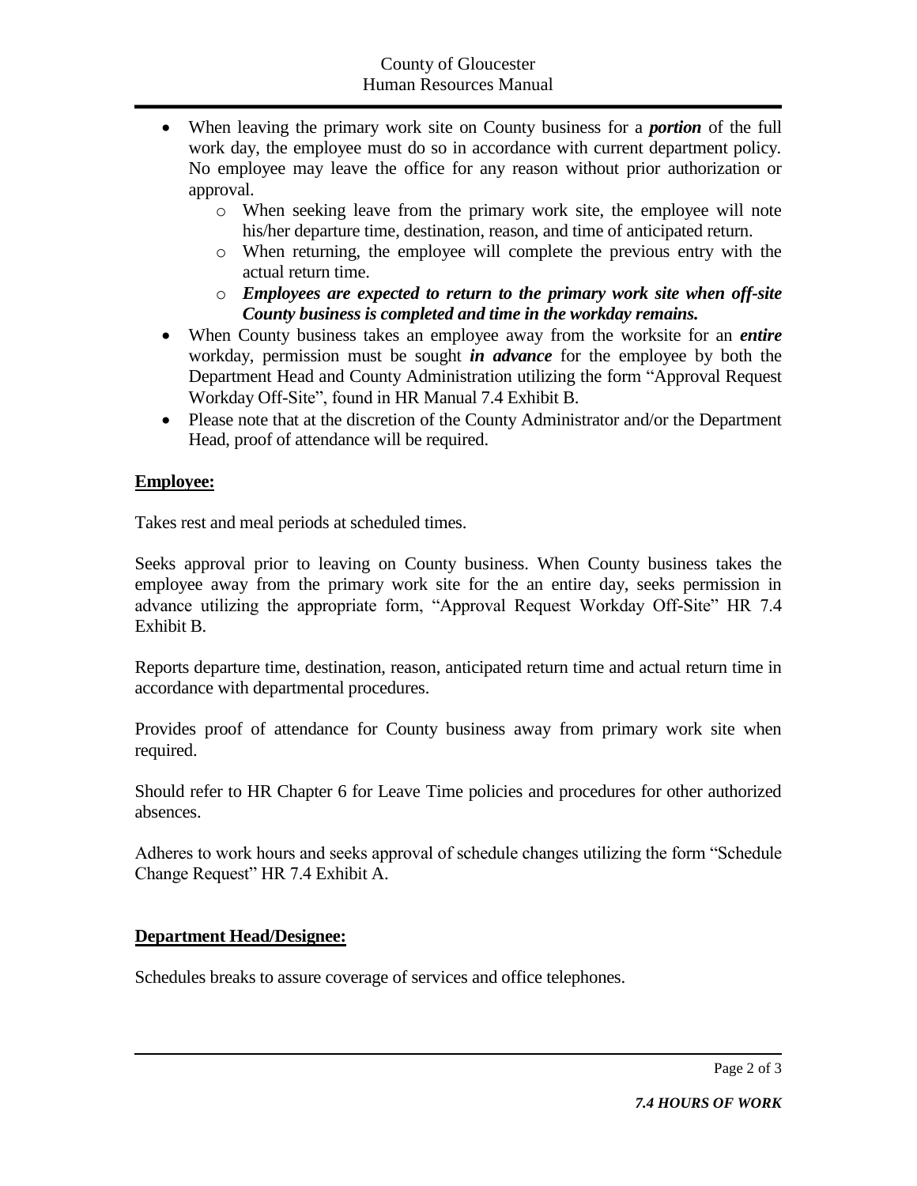- When leaving the primary work site on County business for a ***portion*** of the full work day, the employee must do so in accordance with current department policy. No employee may leave the office for any reason without prior authorization or approval.
    - When seeking leave from the primary work site, the employee will note his/her departure time, destination, reason, and time of anticipated return.
    - When returning, the employee will complete the previous entry with the actual return time.
    - ***Employees are expected to return to the primary work site when off-site County business is completed and time in the workday remains.***
- When County business takes an employee away from the worksite for an ***entire*** workday, permission must be sought ***in advance*** for the employee by both the Department Head and County Administration utilizing the form "Approval Request Workday Off-Site", found in HR Manual 7.4 Exhibit B.
- Please note that at the discretion of the County Administrator and/or the Department Head, proof of attendance will be required.

**Employee:**

Takes rest and meal periods at scheduled times.

Seeks approval prior to leaving on County business. When County business takes the employee away from the primary work site for the an entire day, seeks permission in advance utilizing the appropriate form, "Approval Request Workday Off-Site" HR 7.4 Exhibit B.

Reports departure time, destination, reason, anticipated return time and actual return time in accordance with departmental procedures.

Provides proof of attendance for County business away from primary work site when required.

Should refer to HR Chapter 6 for Leave Time policies and procedures for other authorized absences.

Adheres to work hours and seeks approval of schedule changes utilizing the form "Schedule Change Request" HR 7.4 Exhibit A.

**Department Head/Designee:**

Schedules breaks to assure coverage of services and office telephones.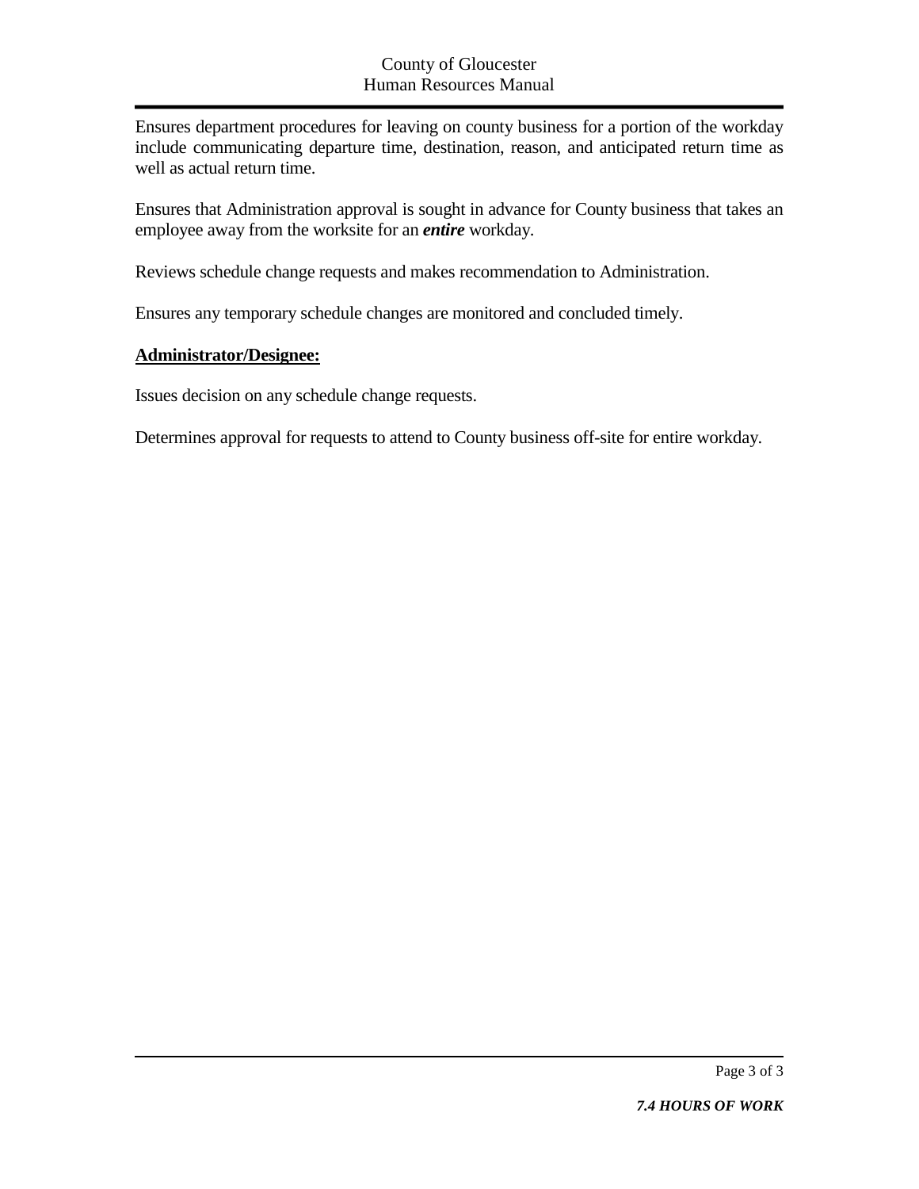Ensures department procedures for leaving on county business for a portion of the workday include communicating departure time, destination, reason, and anticipated return time as well as actual return time.

Ensures that Administration approval is sought in advance for County business that takes an employee away from the worksite for an ***entire*** workday.

Reviews schedule change requests and makes recommendation to Administration.

Ensures any temporary schedule changes are monitored and concluded timely.

**Administrator/Designee:**

Issues decision on any schedule change requests.

Determines approval for requests to attend to County business off-site for entire workday.